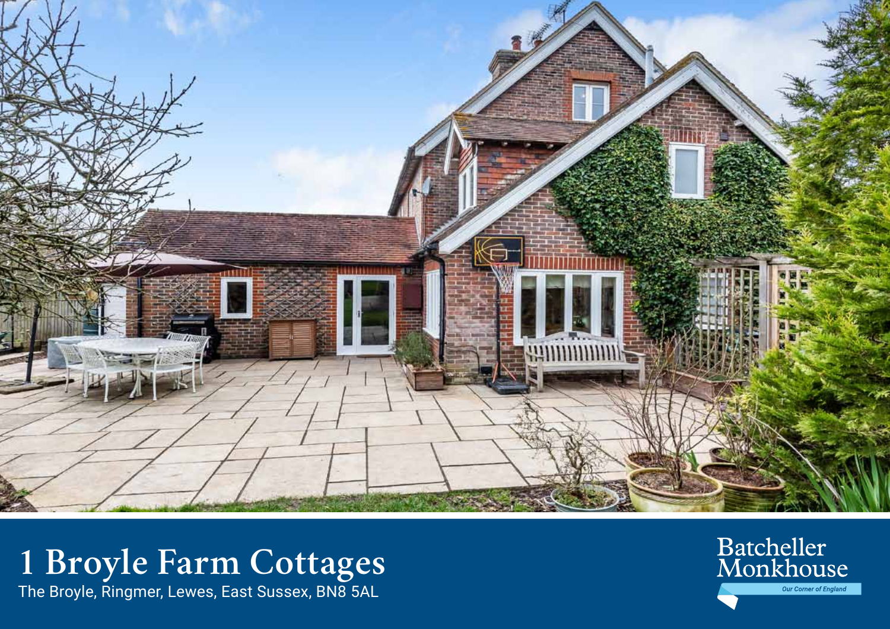# 1 Broyle Farm Cottages

The Broyle, Ringmer, Lewes, East Sussex, BN8 5AL

Batcheller Monkhouse

*Our Corner of England*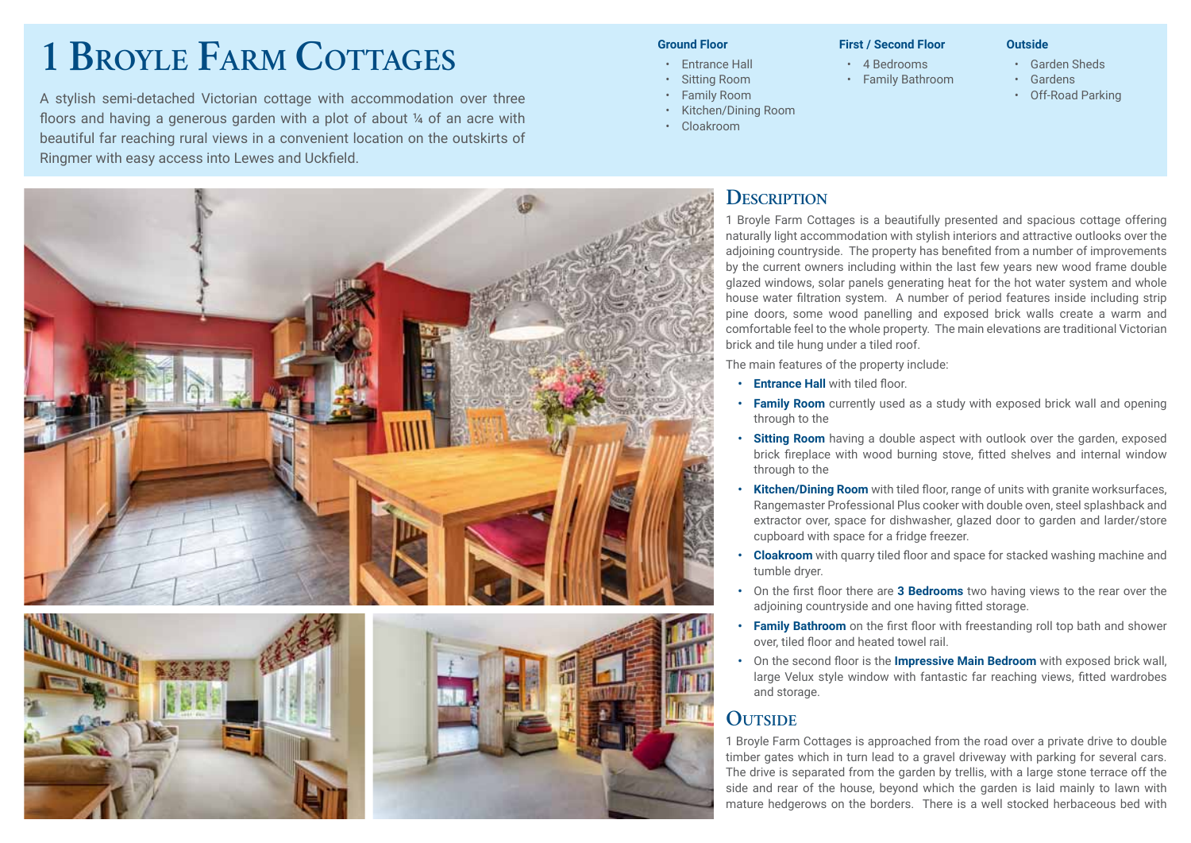# 1 Broyle Farm Cottages

A stylish semi-detached Victorian cottage with accommodation over three floors and having a generous garden with a plot of about ¼ of an acre with beautiful far reaching rural views in a convenient location on the outskirts of Ringmer with easy access into Lewes and Uckfield.

**Ground Floor**

- Entrance Hall
- Sitting Room
- Family Room
- Kitchen/Dining Room
- Cloakroom

**First / Second Floor**

- 4 Bedrooms
- Family Bathroom

**Outside**

- Garden Sheds
- Gardens
- Off-Road Parking

## Description

1 Broyle Farm Cottages is a beautifully presented and spacious cottage offering naturally light accommodation with stylish interiors and attractive outlooks over the adjoining countryside. The property has benefited from a number of improvements by the current owners including within the last few years new wood frame double glazed windows, solar panels generating heat for the hot water system and whole house water filtration system. A number of period features inside including strip pine doors, some wood panelling and exposed brick walls create a warm and comfortable feel to the whole property. The main elevations are traditional Victorian brick and tile hung under a tiled roof.

The main features of the property include:

- **Entrance Hall** with tiled floor.
- **Family Room** currently used as a study with exposed brick wall and opening through to the
- **Sitting Room** having a double aspect with outlook over the garden, exposed brick fireplace with wood burning stove, fitted shelves and internal window through to the
- **Kitchen/Dining Room** with tiled floor, range of units with granite worksurfaces, Rangemaster Professional Plus cooker with double oven, steel splashback and extractor over, space for dishwasher, glazed door to garden and larder/store cupboard with space for a fridge freezer.
- **Cloakroom** with quarry tiled floor and space for stacked washing machine and tumble dryer.
- On the first floor there are **3 Bedrooms** two having views to the rear over the adjoining countryside and one having fitted storage.
- **Family Bathroom** on the first floor with freestanding roll top bath and shower over, tiled floor and heated towel rail.
- On the second floor is the **Impressive Main Bedroom** with exposed brick wall, large Velux style window with fantastic far reaching views, fitted wardrobes and storage.

## Outside

1 Broyle Farm Cottages is approached from the road over a private drive to double timber gates which in turn lead to a gravel driveway with parking for several cars. The drive is separated from the garden by trellis, with a large stone terrace off the side and rear of the house, beyond which the garden is laid mainly to lawn with mature hedgerows on the borders. There is a well stocked herbaceous bed with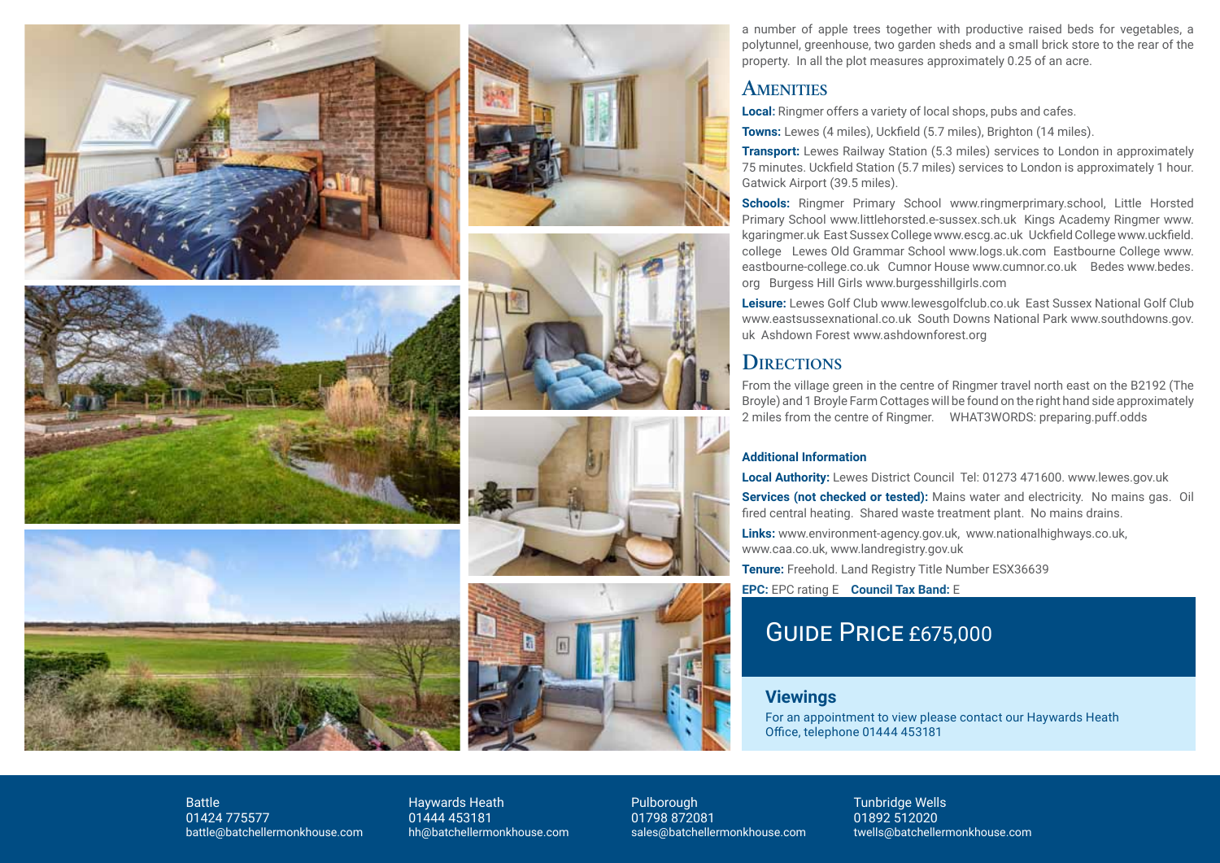a number of apple trees together with productive raised beds for vegetables, a polytunnel, greenhouse, two garden sheds and a small brick store to the rear of the property. In all the plot measures approximately 0.25 of an acre.

## Amenities

**Local:** Ringmer offers a variety of local shops, pubs and cafes.

**Towns:** Lewes (4 miles), Uckfield (5.7 miles), Brighton (14 miles).

**Transport:** Lewes Railway Station (5.3 miles) services to London in approximately 75 minutes. Uckfield Station (5.7 miles) services to London is approximately 1 hour. Gatwick Airport (39.5 miles).

**Schools:** Ringmer Primary School www.ringmerprimary.school, Little Horsted Primary School www.littlehorsted.e-sussex.sch.uk Kings Academy Ringmer www.kgaringmer.uk East Sussex College www.escg.ac.uk Uckfield College www.uckfield.college Lewes Old Grammar School www.logs.uk.com Eastbourne College www.eastbourne-college.co.uk Cumnor House www.cumnor.co.uk Bedes www.bedes.org Burgess Hill Girls www.burgesshillgirls.com

**Leisure:** Lewes Golf Club www.lewesgolfclub.co.uk East Sussex National Golf Club www.eastsussexnational.co.uk South Downs National Park www.southdowns.gov.uk Ashdown Forest www.ashdownforest.org

## Directions

From the village green in the centre of Ringmer travel north east on the B2192 (The Broyle) and 1 Broyle Farm Cottages will be found on the right hand side approximately 2 miles from the centre of Ringmer. WHAT3WORDS: preparing.puff.odds

### Additional Information

**Local Authority:** Lewes District Council Tel: 01273 471600. www.lewes.gov.uk

**Services (not checked or tested):** Mains water and electricity. No mains gas. Oil fired central heating. Shared waste treatment plant. No mains drains.

**Links:** www.environment-agency.gov.uk, www.nationalhighways.co.uk, www.caa.co.uk, www.landregistry.gov.uk

**Tenure:** Freehold. Land Registry Title Number ESX36639

**EPC:** EPC rating E **Council Tax Band:** E

## Guide Price £675,000

### Viewings

For an appointment to view please contact our Haywards Heath Office, telephone 01444 453181

Battle
01424 775577
battle@batchellermonkhouse.com

Haywards Heath
01444 453181
hh@batchellermonkhouse.com

Pulborough
01798 872081
sales@batchellermonkhouse.com

Tunbridge Wells
01892 512020
twells@batchellermonkhouse.com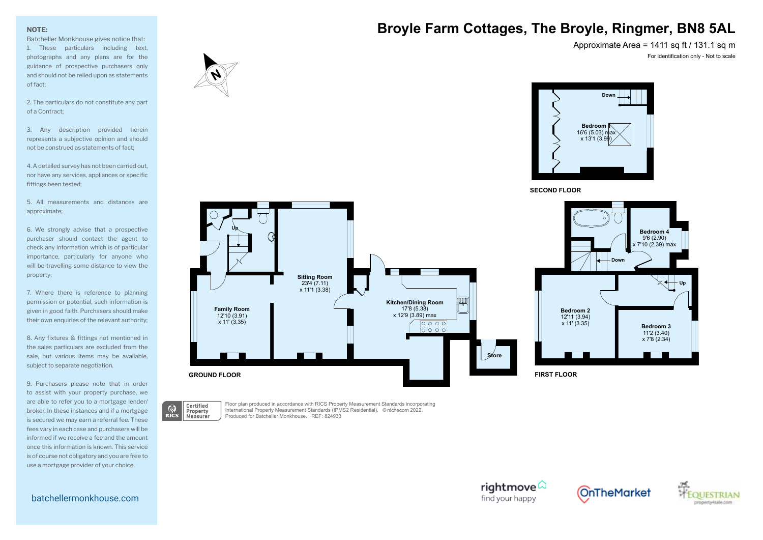**NOTE:**

Batcheller Monkhouse gives notice that:

1. These particulars including text, photographs and any plans are for the guidance of prospective purchasers only and should not be relied upon as statements of fact;

2. The particulars do not constitute any part of a Contract;

3. Any description provided herein represents a subjective opinion and should not be construed as statements of fact;

4. A detailed survey has not been carried out, nor have any services, appliances or specific fittings been tested;

5. All measurements and distances are approximate;

6. We strongly advise that a prospective purchaser should contact the agent to check any information which is of particular importance, particularly for anyone who will be travelling some distance to view the property;

7. Where there is reference to planning permission or potential, such information is given in good faith. Purchasers should make their own enquiries of the relevant authority;

8. Any fixtures & fittings not mentioned in the sales particulars are excluded from the sale, but various items may be available, subject to separate negotiation.

9. Purchasers please note that in order to assist with your property purchase, we are able to refer you to a mortgage lender/broker. In these instances and if a mortgage is secured we may earn a referral fee. These fees vary in each case and purchasers will be informed if we receive a fee and the amount once this information is known. This service is of course not obligatory and you are free to use a mortgage provider of your choice.

batchellermonkhouse.com

# Broyle Farm Cottages, The Broyle, Ringmer, BN8 5AL

Approximate Area = 1411 sq ft / 131.1 sq m

For identification only - Not to scale

N

Down

Bedroom 1
16'6 (5.03) max
x 13'1 (3.99)

SECOND FLOOR

Up

Sitting Room
23'4 (7.11)
x 11'1 (3.38)

Family Room
12'10 (3.91)
x 11' (3.35)

Kitchen/Dining Room
17'8 (5.38)
x 12'9 (3.89) max

Store

GROUND FLOOR

Bedroom 4
9'6 (2.90)
x 7'10 (2.39) max

Down

Up

Bedroom 2
12'11 (3.94)
x 11' (3.35)

Bedroom 3
11'2 (3.40)
x 7'8 (2.34)

FIRST FLOOR

RICS Certified Property Measurer

Floor plan produced in accordance with RICS Property Measurement Standards incorporating International Property Measurement Standards (IPMS2 Residential). © nichecom 2022. Produced for Batcheller Monkhouse. REF: 824933

rightmove find your happy

OnTheMarket

EQUESTRIAN property4sale.com